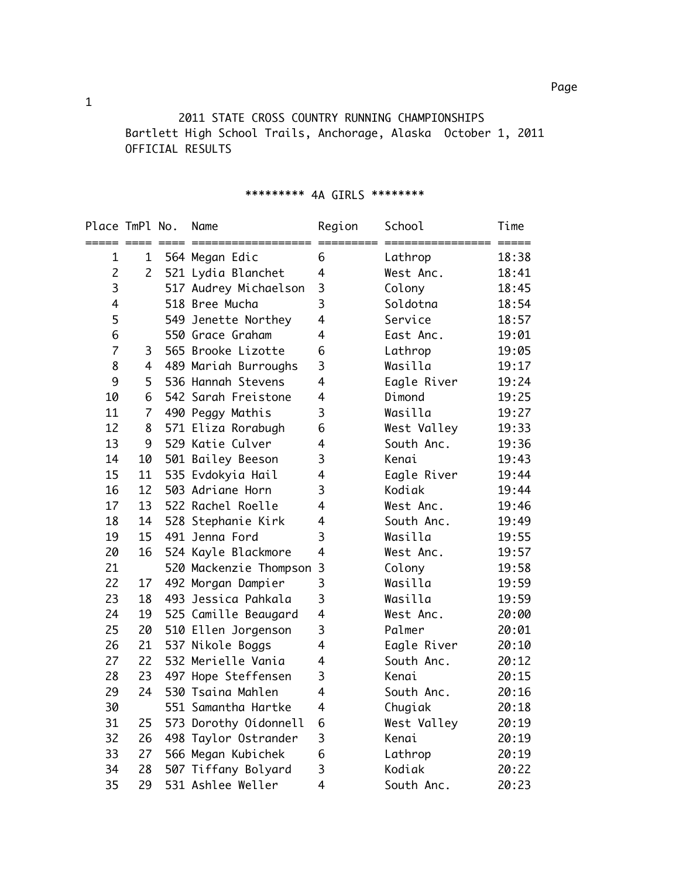2011 STATE CROSS COUNTRY RUNNING CHAMPIONSHIPS
Bartlett High School Trails, Anchorage, Alaska October 1, 2011
OFFICIAL RESULTS

## ********* 4A GIRLS ********

| Place | TmPl | No. | Name | Region | School | Time |
|---|---|---|---|---|---|---|
| 1 | 1 | 564 | Megan Edic | 6 | Lathrop | 18:38 |
| 2 | 2 | 521 | Lydia Blanchet | 4 | West Anc. | 18:41 |
| 3 | | 517 | Audrey Michaelson | 3 | Colony | 18:45 |
| 4 | | 518 | Bree Mucha | 3 | Soldotna | 18:54 |
| 5 | | 549 | Jenette Northey | 4 | Service | 18:57 |
| 6 | | 550 | Grace Graham | 4 | East Anc. | 19:01 |
| 7 | 3 | 565 | Brooke Lizotte | 6 | Lathrop | 19:05 |
| 8 | 4 | 489 | Mariah Burroughs | 3 | Wasilla | 19:17 |
| 9 | 5 | 536 | Hannah Stevens | 4 | Eagle River | 19:24 |
| 10 | 6 | 542 | Sarah Freistone | 4 | Dimond | 19:25 |
| 11 | 7 | 490 | Peggy Mathis | 3 | Wasilla | 19:27 |
| 12 | 8 | 571 | Eliza Rorabugh | 6 | West Valley | 19:33 |
| 13 | 9 | 529 | Katie Culver | 4 | South Anc. | 19:36 |
| 14 | 10 | 501 | Bailey Beeson | 3 | Kenai | 19:43 |
| 15 | 11 | 535 | Evdokyia Hail | 4 | Eagle River | 19:44 |
| 16 | 12 | 503 | Adriane Horn | 3 | Kodiak | 19:44 |
| 17 | 13 | 522 | Rachel Roelle | 4 | West Anc. | 19:46 |
| 18 | 14 | 528 | Stephanie Kirk | 4 | South Anc. | 19:49 |
| 19 | 15 | 491 | Jenna Ford | 3 | Wasilla | 19:55 |
| 20 | 16 | 524 | Kayle Blackmore | 4 | West Anc. | 19:57 |
| 21 | | 520 | Mackenzie Thompson | 3 | Colony | 19:58 |
| 22 | 17 | 492 | Morgan Dampier | 3 | Wasilla | 19:59 |
| 23 | 18 | 493 | Jessica Pahkala | 3 | Wasilla | 19:59 |
| 24 | 19 | 525 | Camille Beaugard | 4 | West Anc. | 20:00 |
| 25 | 20 | 510 | Ellen Jorgenson | 3 | Palmer | 20:01 |
| 26 | 21 | 537 | Nikole Boggs | 4 | Eagle River | 20:10 |
| 27 | 22 | 532 | Merielle Vania | 4 | South Anc. | 20:12 |
| 28 | 23 | 497 | Hope Steffensen | 3 | Kenai | 20:15 |
| 29 | 24 | 530 | Tsaina Mahlen | 4 | South Anc. | 20:16 |
| 30 | | 551 | Samantha Hartke | 4 | Chugiak | 20:18 |
| 31 | 25 | 573 | Dorothy Oídonnell | 6 | West Valley | 20:19 |
| 32 | 26 | 498 | Taylor Ostrander | 3 | Kenai | 20:19 |
| 33 | 27 | 566 | Megan Kubichek | 6 | Lathrop | 20:19 |
| 34 | 28 | 507 | Tiffany Bolyard | 3 | Kodiak | 20:22 |
| 35 | 29 | 531 | Ashlee Weller | 4 | South Anc. | 20:23 |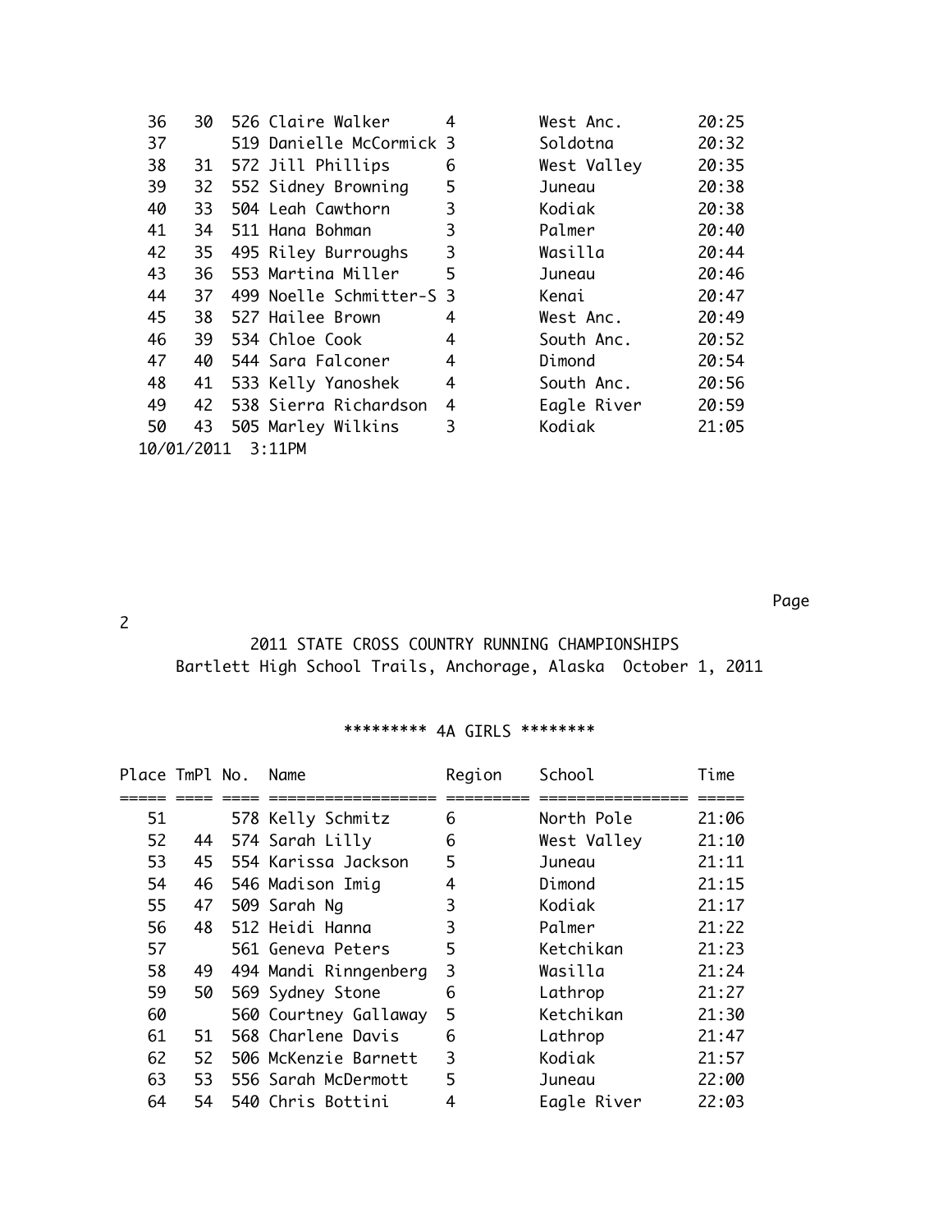| Place | TmPl | No. | Name | Region | School | Time |
|---|---|---|---|---|---|---|
| 36 | 30 | 526 | Claire Walker | 4 | West Anc. | 20:25 |
| 37 | | 519 | Danielle McCormick | 3 | Soldotna | 20:32 |
| 38 | 31 | 572 | Jill Phillips | 6 | West Valley | 20:35 |
| 39 | 32 | 552 | Sidney Browning | 5 | Juneau | 20:38 |
| 40 | 33 | 504 | Leah Cawthorn | 3 | Kodiak | 20:38 |
| 41 | 34 | 511 | Hana Bohman | 3 | Palmer | 20:40 |
| 42 | 35 | 495 | Riley Burroughs | 3 | Wasilla | 20:44 |
| 43 | 36 | 553 | Martina Miller | 5 | Juneau | 20:46 |
| 44 | 37 | 499 | Noelle Schmitter-S | 3 | Kenai | 20:47 |
| 45 | 38 | 527 | Hailee Brown | 4 | West Anc. | 20:49 |
| 46 | 39 | 534 | Chloe Cook | 4 | South Anc. | 20:52 |
| 47 | 40 | 544 | Sara Falconer | 4 | Dimond | 20:54 |
| 48 | 41 | 533 | Kelly Yanoshek | 4 | South Anc. | 20:56 |
| 49 | 42 | 538 | Sierra Richardson | 4 | Eagle River | 20:59 |
| 50 | 43 | 505 | Marley Wilkins | 3 | Kodiak | 21:05 |

10/01/2011 3:11PM

# 2011 STATE CROSS COUNTRY RUNNING CHAMPIONSHIPS

Bartlett High School Trails, Anchorage, Alaska October 1, 2011

## ********* 4A GIRLS ********

| Place | TmPl | No. | Name | Region | School | Time |
|---|---|---|---|---|---|---|
| 51 | | 578 | Kelly Schmitz | 6 | North Pole | 21:06 |
| 52 | 44 | 574 | Sarah Lilly | 6 | West Valley | 21:10 |
| 53 | 45 | 554 | Karissa Jackson | 5 | Juneau | 21:11 |
| 54 | 46 | 546 | Madison Imig | 4 | Dimond | 21:15 |
| 55 | 47 | 509 | Sarah Ng | 3 | Kodiak | 21:17 |
| 56 | 48 | 512 | Heidi Hanna | 3 | Palmer | 21:22 |
| 57 | | 561 | Geneva Peters | 5 | Ketchikan | 21:23 |
| 58 | 49 | 494 | Mandi Ringenberg | 3 | Wasilla | 21:24 |
| 59 | 50 | 569 | Sydney Stone | 6 | Lathrop | 21:27 |
| 60 | | 560 | Courtney Gallaway | 5 | Ketchikan | 21:30 |
| 61 | 51 | 568 | Charlene Davis | 6 | Lathrop | 21:47 |
| 62 | 52 | 506 | McKenzie Barnett | 3 | Kodiak | 21:57 |
| 63 | 53 | 556 | Sarah McDermott | 5 | Juneau | 22:00 |
| 64 | 54 | 540 | Chris Bottini | 4 | Eagle River | 22:03 |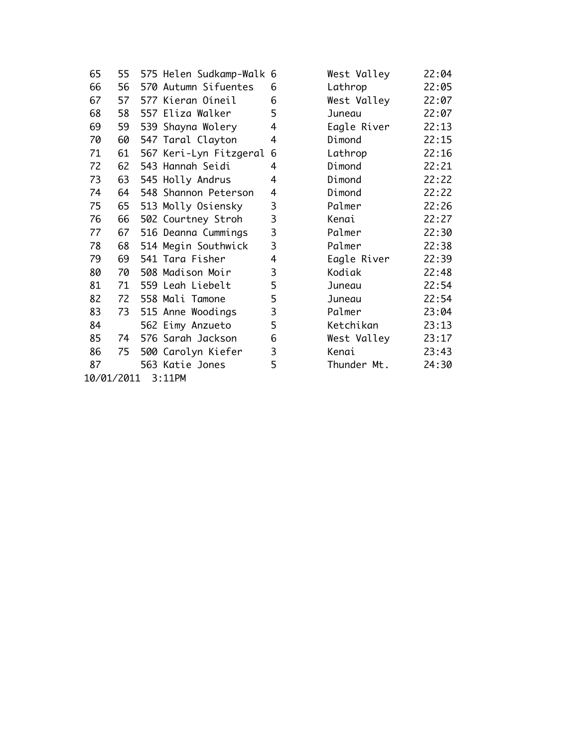| | | | | | | |
|---|---|---|---|---|---|---|
| 65 | 55 | 575 | Helen Sudkamp-Walk | 6 | West Valley | 22:04 |
| 66 | 56 | 570 | Autumn Sifuentes | 6 | Lathrop | 22:05 |
| 67 | 57 | 577 | Kieran Oíneil | 6 | West Valley | 22:07 |
| 68 | 58 | 557 | Eliza Walker | 5 | Juneau | 22:07 |
| 69 | 59 | 539 | Shayna Wolery | 4 | Eagle River | 22:13 |
| 70 | 60 | 547 | Taral Clayton | 4 | Dimond | 22:15 |
| 71 | 61 | 567 | Keri-Lyn Fitzgeral | 6 | Lathrop | 22:16 |
| 72 | 62 | 543 | Hannah Seidi | 4 | Dimond | 22:21 |
| 73 | 63 | 545 | Holly Andrus | 4 | Dimond | 22:22 |
| 74 | 64 | 548 | Shannon Peterson | 4 | Dimond | 22:22 |
| 75 | 65 | 513 | Molly Osiensky | 3 | Palmer | 22:26 |
| 76 | 66 | 502 | Courtney Stroh | 3 | Kenai | 22:27 |
| 77 | 67 | 516 | Deanna Cummings | 3 | Palmer | 22:30 |
| 78 | 68 | 514 | Megin Southwick | 3 | Palmer | 22:38 |
| 79 | 69 | 541 | Tara Fisher | 4 | Eagle River | 22:39 |
| 80 | 70 | 508 | Madison Moir | 3 | Kodiak | 22:48 |
| 81 | 71 | 559 | Leah Liebelt | 5 | Juneau | 22:54 |
| 82 | 72 | 558 | Mali Tamone | 5 | Juneau | 22:54 |
| 83 | 73 | 515 | Anne Woodings | 3 | Palmer | 23:04 |
| 84 | | 562 | Eimy Anzueto | 5 | Ketchikan | 23:13 |
| 85 | 74 | 576 | Sarah Jackson | 6 | West Valley | 23:17 |
| 86 | 75 | 500 | Carolyn Kiefer | 3 | Kenai | 23:43 |
| 87 | | 563 | Katie Jones | 5 | Thunder Mt. | 24:30 |

10/01/2011 3:11PM